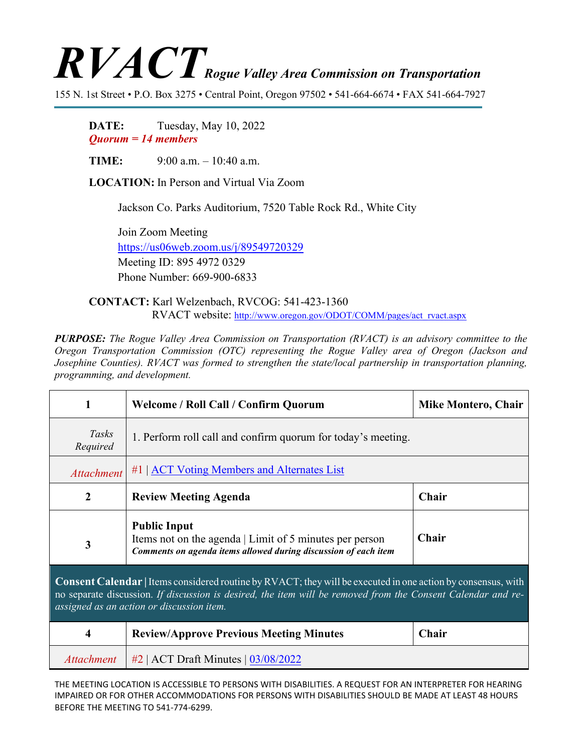# *RVACT* *Rogue Valley Area Commission on Transportation*

155 N. 1st Street • P.O. Box 3275 • Central Point, Oregon 97502 • 541-664-6674 • FAX 541-664-7927

**DATE:** Tuesday, May 10, 2022
***Quorum = 14 members***

**TIME:** 9:00 a.m. – 10:40 a.m.

**LOCATION:** In Person and Virtual Via Zoom

Jackson Co. Parks Auditorium, 7520 Table Rock Rd., White City

Join Zoom Meeting
https://us06web.zoom.us/j/89549720329
Meeting ID: 895 4972 0329
Phone Number: 669-900-6833

**CONTACT:** Karl Welzenbach, RVCOG: 541-423-1360
RVACT website: http://www.oregon.gov/ODOT/COMM/pages/act_rvact.aspx

***PURPOSE:*** *The Rogue Valley Area Commission on Transportation (RVACT) is an advisory committee to the Oregon Transportation Commission (OTC) representing the Rogue Valley area of Oregon (Jackson and Josephine Counties). RVACT was formed to strengthen the state/local partnership in transportation planning, programming, and development.*

| 1 | **Welcome / Roll Call / Confirm Quorum** | **Mike Montero, Chair** |
|---|---|---|
| *Tasks Required* | 1. Perform roll call and confirm quorum for today's meeting. | |
| *Attachment* | #1 \| ACT Voting Members and Alternates List | |
| **2** | **Review Meeting Agenda** | **Chair** |
| **3** | **Public Input**<br>Items not on the agenda \| Limit of 5 minutes per person<br>***Comments on agenda items allowed during discussion of each item*** | **Chair** |
| **Consent Calendar \|** Items considered routine by RVACT; they will be executed in one action by consensus, with no separate discussion. *If discussion is desired, the item will be removed from the Consent Calendar and re-assigned as an action or discussion item.* | | |
| **4** | **Review/Approve Previous Meeting Minutes** | **Chair** |
| *Attachment* | #2 \| ACT Draft Minutes \| 03/08/2022 | |

THE MEETING LOCATION IS ACCESSIBLE TO PERSONS WITH DISABILITIES. A REQUEST FOR AN INTERPRETER FOR HEARING IMPAIRED OR FOR OTHER ACCOMMODATIONS FOR PERSONS WITH DISABILITIES SHOULD BE MADE AT LEAST 48 HOURS BEFORE THE MEETING TO 541-774-6299.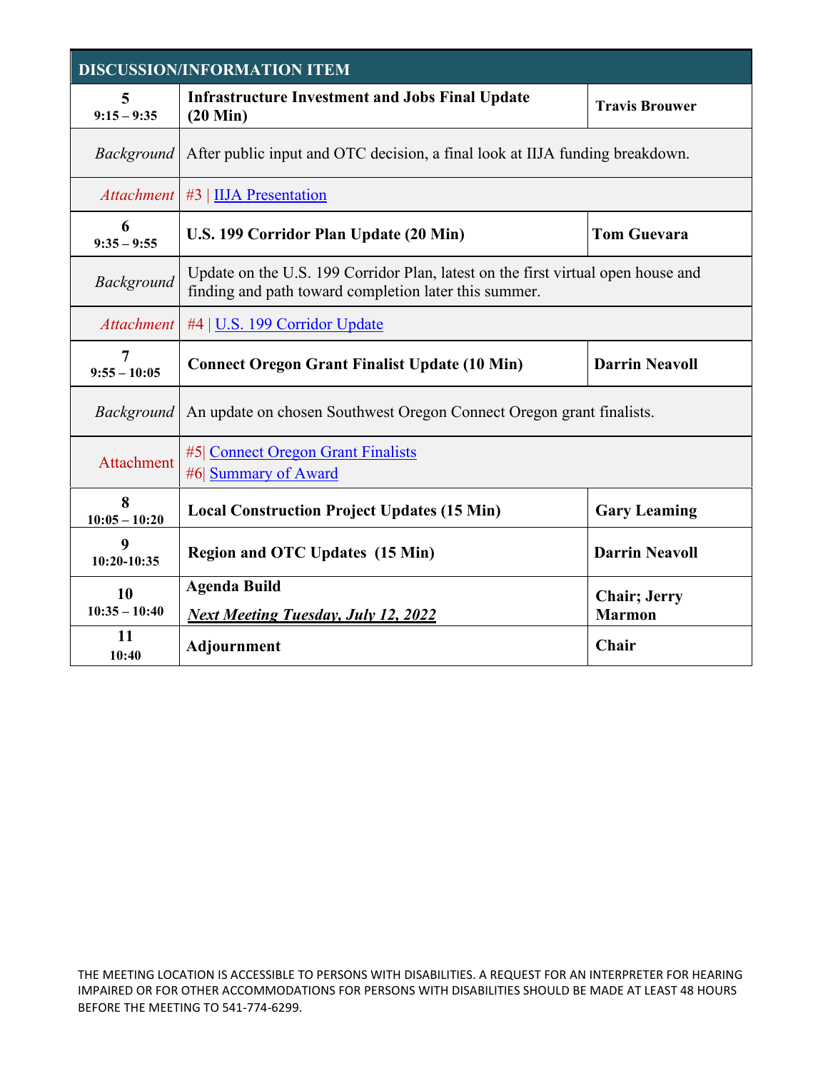| DISCUSSION/INFORMATION ITEM | | |
|---|---|---|
| **5**<br>**9:15 – 9:35** | **Infrastructure Investment and Jobs Final Update (20 Min)** | **Travis Brouwer** |
| *Background* | After public input and OTC decision, a final look at IIJA funding breakdown. | |
| *Attachment* | #3 \| IIJA Presentation | |
| **6**<br>**9:35 – 9:55** | **U.S. 199 Corridor Plan Update (20 Min)** | **Tom Guevara** |
| *Background* | Update on the U.S. 199 Corridor Plan, latest on the first virtual open house and finding and path toward completion later this summer. | |
| *Attachment* | #4 \| U.S. 199 Corridor Update | |
| **7**<br>**9:55 – 10:05** | **Connect Oregon Grant Finalist Update (10 Min)** | **Darrin Neavoll** |
| *Background* | An update on chosen Southwest Oregon Connect Oregon grant finalists. | |
| Attachment | #5\| Connect Oregon Grant Finalists<br>#6\| Summary of Award | |
| **8**<br>**10:05 – 10:20** | **Local Construction Project Updates (15 Min)** | **Gary Leaming** |
| **9**<br>**10:20-10:35** | **Region and OTC Updates (15 Min)** | **Darrin Neavoll** |
| **10**<br>**10:35 – 10:40** | **Agenda Build**<br>***Next Meeting Tuesday, July 12, 2022*** | **Chair; Jerry Marmon** |
| **11**<br>**10:40** | **Adjournment** | **Chair** |

THE MEETING LOCATION IS ACCESSIBLE TO PERSONS WITH DISABILITIES. A REQUEST FOR AN INTERPRETER FOR HEARING IMPAIRED OR FOR OTHER ACCOMMODATIONS FOR PERSONS WITH DISABILITIES SHOULD BE MADE AT LEAST 48 HOURS BEFORE THE MEETING TO 541-774-6299.